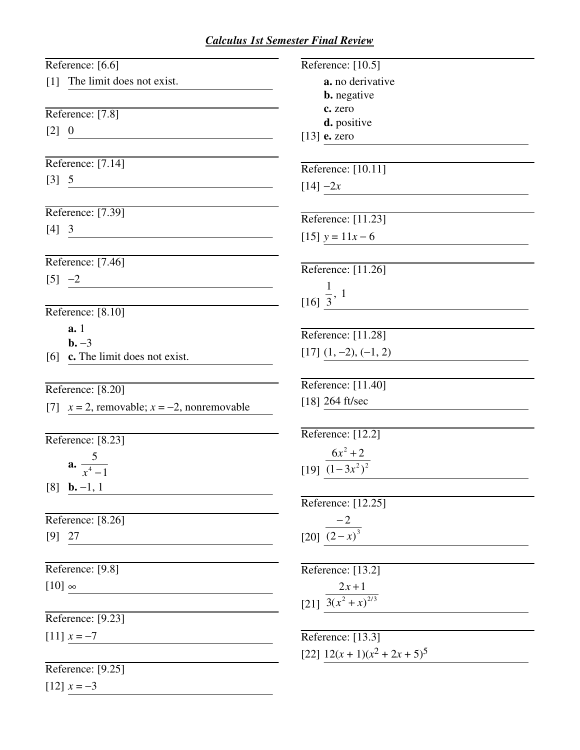# *Calculus 1st Semester Final Review*

Reference: [6.6]

[1] The limit does not exist.

Reference: [7.8]

[2] 0

Reference: [7.14]

[3] 5

Reference: [7.39]

[4] 3

Reference: [7.46]

[5] $-2$

Reference: [8.10]

**a.** 1

**b.** $-3$

[6] **c.** The limit does not exist.

Reference: [8.20]

[7] $x = 2$, removable; $x = -2$, nonremovable

Reference: [8.23]

**a.** $\dfrac{5}{x^4 - 1}$

[8] **b.** $-1$, 1

Reference: [8.26]

[9] 27

Reference: [9.8]

[10] $\infty$

Reference: [9.23]

[11] $x = -7$

Reference: [9.25]

[12] $x = -3$

Reference: [10.5]

**a.** no derivative

**b.** negative

**c.** zero

**d.** positive

[13] **e.** zero

Reference: [10.11]

[14] $-2x$

Reference: [11.23]

[15] $y = 11x - 6$

Reference: [11.26]

[16] $\dfrac{1}{3}$, 1

Reference: [11.28]

[17] $(1, -2)$, $(-1, 2)$

Reference: [11.40]

[18] 264 ft/sec

Reference: [12.2]

[19] $\dfrac{6x^2 + 2}{(1 - 3x^2)^2}$

Reference: [12.25]

[20] $\dfrac{-2}{(2 - x)^3}$

Reference: [13.2]

[21] $\dfrac{2x + 1}{3(x^2 + x)^{2/3}}$

Reference: [13.3]

[22] $12(x + 1)(x^2 + 2x + 5)^5$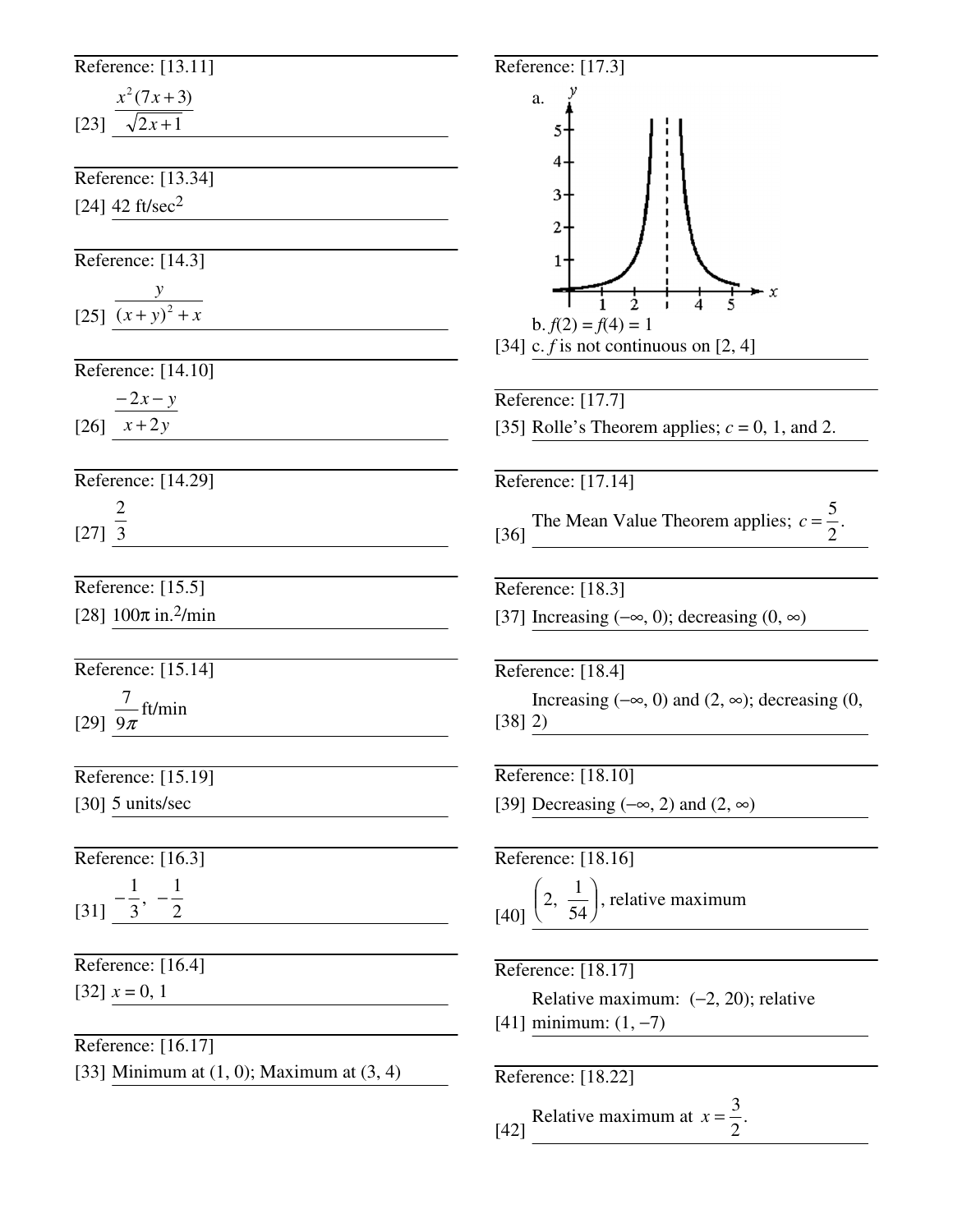Reference: [13.11]

[23] $\dfrac{x^2(7x+3)}{\sqrt{2x+1}}$

Reference: [13.34]

[24] 42 ft/sec$^2$

Reference: [14.3]

[25] $\dfrac{y}{(x+y)^2+x}$

Reference: [14.10]

[26] $\dfrac{-2x-y}{x+2y}$

Reference: [14.29]

[27] $\dfrac{2}{3}$

Reference: [15.5]

[28] $100\pi$ in.$^2$/min

Reference: [15.14]

[29] $\dfrac{7}{9\pi}$ ft/min

Reference: [15.19]

[30] 5 units/sec

Reference: [16.3]

[31] $-\dfrac{1}{3},\ -\dfrac{1}{2}$

Reference: [16.4]

[32] $x = 0, 1$

Reference: [16.17]

[33] Minimum at (1, 0); Maximum at (3, 4)

Reference: [17.3]

[34] a.

b. $f(2) = f(4) = 1$

c. $f$ is not continuous on [2, 4]

Reference: [17.7]

[35] Rolle's Theorem applies; $c = 0$, 1, and 2.

Reference: [17.14]

[36] The Mean Value Theorem applies; $c = \dfrac{5}{2}$.

Reference: [18.3]

[37] Increasing $(-\infty, 0)$; decreasing $(0, \infty)$

Reference: [18.4]

[38] Increasing $(-\infty, 0)$ and $(2, \infty)$; decreasing $(0, 2)$

Reference: [18.10]

[39] Decreasing $(-\infty, 2)$ and $(2, \infty)$

Reference: [18.16]

[40] $\left(2,\ \dfrac{1}{54}\right)$, relative maximum

Reference: [18.17]

[41] Relative maximum: $(-2, 20)$; relative minimum: $(1, -7)$

Reference: [18.22]

[42] Relative maximum at $x = \dfrac{3}{2}$.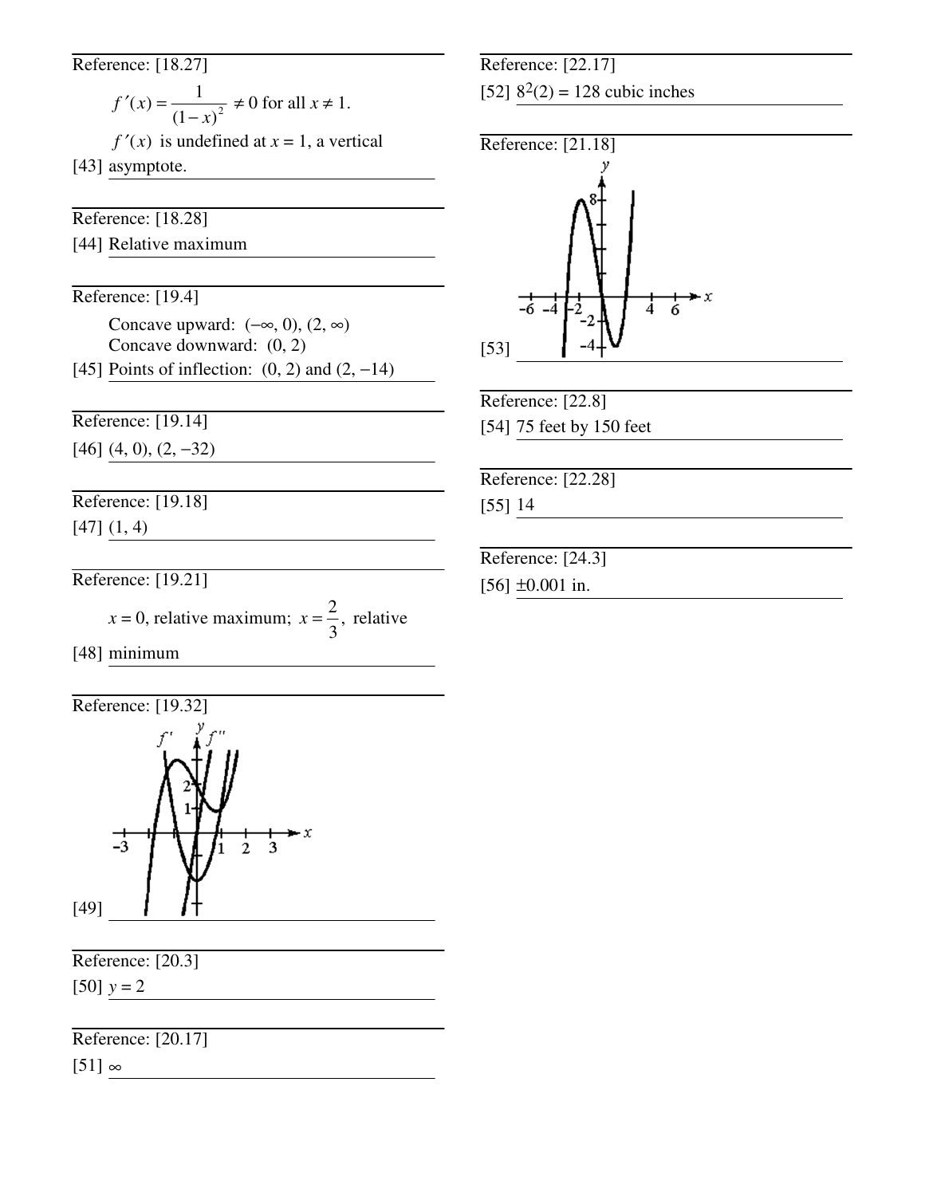Reference: [18.27]

$f'(x) = \dfrac{1}{(1-x)^2} \neq 0$ for all $x \neq 1$.

$f'(x)$ is undefined at $x = 1$, a vertical

[43] asymptote.

Reference: [18.28]

[44] Relative maximum

Reference: [19.4]

Concave upward: $(-\infty, 0)$, $(2, \infty)$

Concave downward: $(0, 2)$

[45] Points of inflection: $(0, 2)$ and $(2, -14)$

Reference: [19.14]

[46] $(4, 0)$, $(2, -32)$

Reference: [19.18]

[47] $(1, 4)$

Reference: [19.21]

$x = 0$, relative maximum; $x = \dfrac{2}{3}$, relative

[48] minimum

Reference: [19.32]

$f'$

$y$

$f''$

2

1

$-3$

1 2 3

$x$

[49]

Reference: [20.3]

[50] $y = 2$

Reference: [20.17]

[51] $\infty$

Reference: [22.17]

[52] $8^2(2) = 128$ cubic inches

Reference: [21.18]

$y$

8

$-6$ $-4$ $-2$ 4 6

$x$

$-2$

$-4$

[53]

Reference: [22.8]

[54] 75 feet by 150 feet

Reference: [22.28]

[55] 14

Reference: [24.3]

[56] $\pm 0.001$ in.